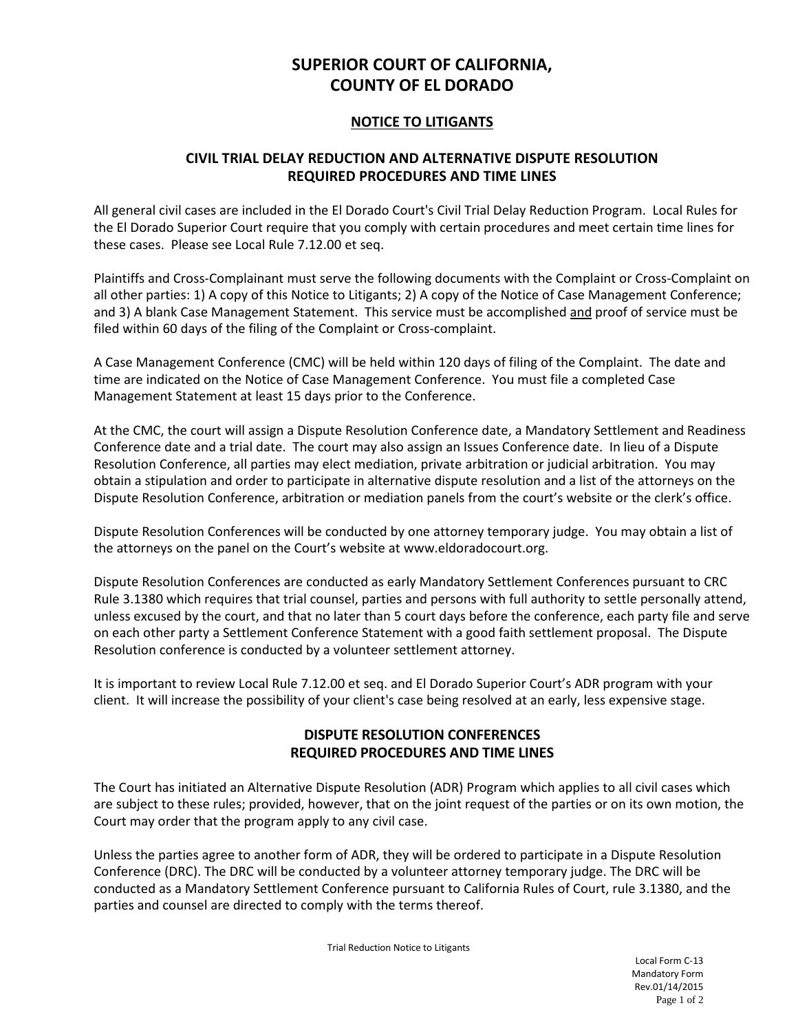# SUPERIOR COURT OF CALIFORNIA, COUNTY OF EL DORADO

## NOTICE TO LITIGANTS

### CIVIL TRIAL DELAY REDUCTION AND ALTERNATIVE DISPUTE RESOLUTION REQUIRED PROCEDURES AND TIME LINES

All general civil cases are included in the El Dorado Court's Civil Trial Delay Reduction Program. Local Rules for the El Dorado Superior Court require that you comply with certain procedures and meet certain time lines for these cases. Please see Local Rule 7.12.00 et seq.

Plaintiffs and Cross-Complainant must serve the following documents with the Complaint or Cross-Complaint on all other parties: 1) A copy of this Notice to Litigants; 2) A copy of the Notice of Case Management Conference; and 3) A blank Case Management Statement. This service must be accomplished and proof of service must be filed within 60 days of the filing of the Complaint or Cross-complaint.

A Case Management Conference (CMC) will be held within 120 days of filing of the Complaint. The date and time are indicated on the Notice of Case Management Conference. You must file a completed Case Management Statement at least 15 days prior to the Conference.

At the CMC, the court will assign a Dispute Resolution Conference date, a Mandatory Settlement and Readiness Conference date and a trial date. The court may also assign an Issues Conference date. In lieu of a Dispute Resolution Conference, all parties may elect mediation, private arbitration or judicial arbitration. You may obtain a stipulation and order to participate in alternative dispute resolution and a list of the attorneys on the Dispute Resolution Conference, arbitration or mediation panels from the court's website or the clerk's office.

Dispute Resolution Conferences will be conducted by one attorney temporary judge. You may obtain a list of the attorneys on the panel on the Court's website at www.eldoradocourt.org.

Dispute Resolution Conferences are conducted as early Mandatory Settlement Conferences pursuant to CRC Rule 3.1380 which requires that trial counsel, parties and persons with full authority to settle personally attend, unless excused by the court, and that no later than 5 court days before the conference, each party file and serve on each other party a Settlement Conference Statement with a good faith settlement proposal. The Dispute Resolution conference is conducted by a volunteer settlement attorney.

It is important to review Local Rule 7.12.00 et seq. and El Dorado Superior Court's ADR program with your client. It will increase the possibility of your client's case being resolved at an early, less expensive stage.

### DISPUTE RESOLUTION CONFERENCES REQUIRED PROCEDURES AND TIME LINES

The Court has initiated an Alternative Dispute Resolution (ADR) Program which applies to all civil cases which are subject to these rules; provided, however, that on the joint request of the parties or on its own motion, the Court may order that the program apply to any civil case.

Unless the parties agree to another form of ADR, they will be ordered to participate in a Dispute Resolution Conference (DRC). The DRC will be conducted by a volunteer attorney temporary judge. The DRC will be conducted as a Mandatory Settlement Conference pursuant to California Rules of Court, rule 3.1380, and the parties and counsel are directed to comply with the terms thereof.

Trial Reduction Notice to Litigants

Local Form C-13
Mandatory Form
Rev.01/14/2015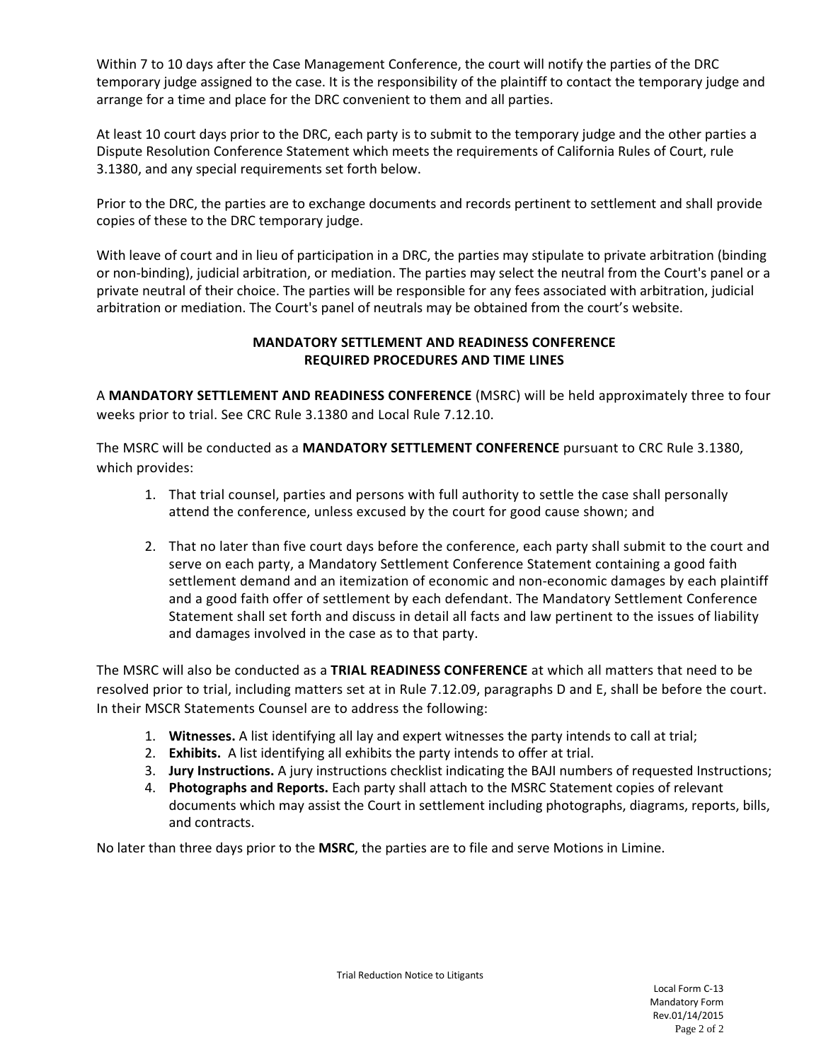Within 7 to 10 days after the Case Management Conference, the court will notify the parties of the DRC temporary judge assigned to the case. It is the responsibility of the plaintiff to contact the temporary judge and arrange for a time and place for the DRC convenient to them and all parties.

At least 10 court days prior to the DRC, each party is to submit to the temporary judge and the other parties a Dispute Resolution Conference Statement which meets the requirements of California Rules of Court, rule 3.1380, and any special requirements set forth below.

Prior to the DRC, the parties are to exchange documents and records pertinent to settlement and shall provide copies of these to the DRC temporary judge.

With leave of court and in lieu of participation in a DRC, the parties may stipulate to private arbitration (binding or non-binding), judicial arbitration, or mediation. The parties may select the neutral from the Court's panel or a private neutral of their choice. The parties will be responsible for any fees associated with arbitration, judicial arbitration or mediation. The Court's panel of neutrals may be obtained from the court's website.

## MANDATORY SETTLEMENT AND READINESS CONFERENCE REQUIRED PROCEDURES AND TIME LINES

A **MANDATORY SETTLEMENT AND READINESS CONFERENCE** (MSRC) will be held approximately three to four weeks prior to trial. See CRC Rule 3.1380 and Local Rule 7.12.10.

The MSRC will be conducted as a **MANDATORY SETTLEMENT CONFERENCE** pursuant to CRC Rule 3.1380, which provides:

1. That trial counsel, parties and persons with full authority to settle the case shall personally attend the conference, unless excused by the court for good cause shown; and

2. That no later than five court days before the conference, each party shall submit to the court and serve on each party, a Mandatory Settlement Conference Statement containing a good faith settlement demand and an itemization of economic and non-economic damages by each plaintiff and a good faith offer of settlement by each defendant. The Mandatory Settlement Conference Statement shall set forth and discuss in detail all facts and law pertinent to the issues of liability and damages involved in the case as to that party.

The MSRC will also be conducted as a **TRIAL READINESS CONFERENCE** at which all matters that need to be resolved prior to trial, including matters set at in Rule 7.12.09, paragraphs D and E, shall be before the court. In their MSCR Statements Counsel are to address the following:

1. **Witnesses.** A list identifying all lay and expert witnesses the party intends to call at trial;
2. **Exhibits.** A list identifying all exhibits the party intends to offer at trial.
3. **Jury Instructions.** A jury instructions checklist indicating the BAJI numbers of requested Instructions;
4. **Photographs and Reports.** Each party shall attach to the MSRC Statement copies of relevant documents which may assist the Court in settlement including photographs, diagrams, reports, bills, and contracts.

No later than three days prior to the **MSRC**, the parties are to file and serve Motions in Limine.

Trial Reduction Notice to Litigants

Local Form C-13
Mandatory Form
Rev.01/14/2015